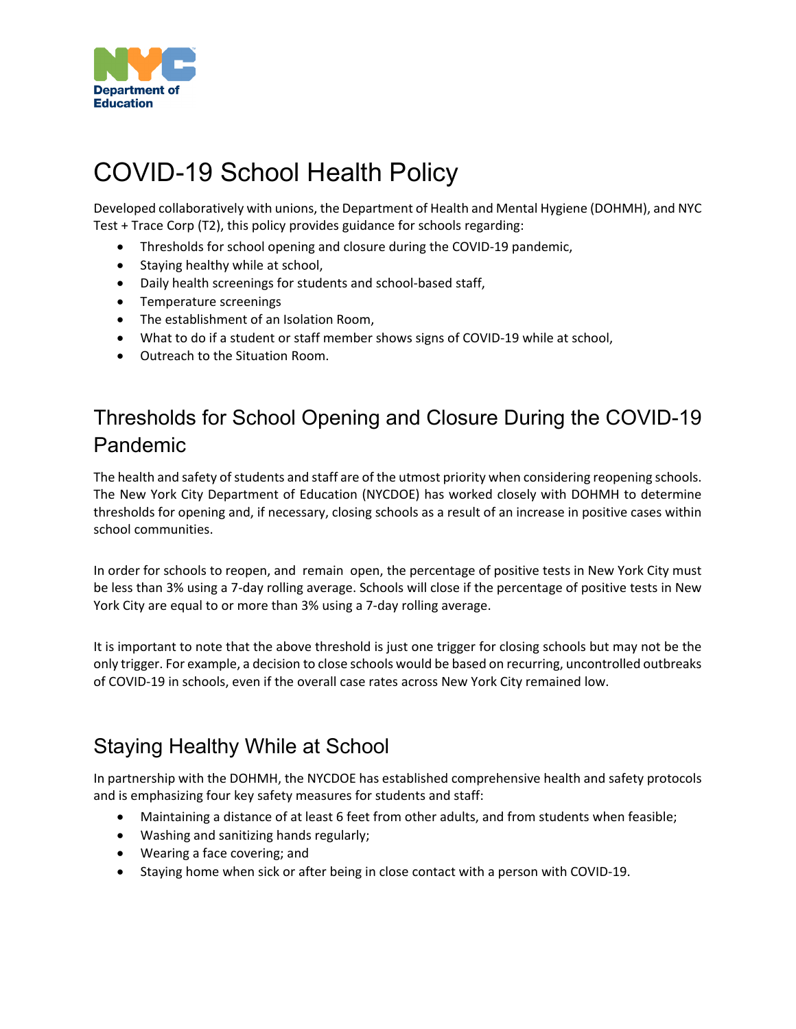# COVID-19 School Health Policy

Developed collaboratively with unions, the Department of Health and Mental Hygiene (DOHMH), and NYC Test + Trace Corp (T2), this policy provides guidance for schools regarding:

- Thresholds for school opening and closure during the COVID-19 pandemic,
- Staying healthy while at school,
- Daily health screenings for students and school-based staff,
- Temperature screenings
- The establishment of an Isolation Room,
- What to do if a student or staff member shows signs of COVID-19 while at school,
- Outreach to the Situation Room.

## Thresholds for School Opening and Closure During the COVID-19 Pandemic

The health and safety of students and staff are of the utmost priority when considering reopening schools. The New York City Department of Education (NYCDOE) has worked closely with DOHMH to determine thresholds for opening and, if necessary, closing schools as a result of an increase in positive cases within school communities.

In order for schools to reopen, and remain open, the percentage of positive tests in New York City must be less than 3% using a 7-day rolling average. Schools will close if the percentage of positive tests in New York City are equal to or more than 3% using a 7-day rolling average.

It is important to note that the above threshold is just one trigger for closing schools but may not be the only trigger. For example, a decision to close schools would be based on recurring, uncontrolled outbreaks of COVID-19 in schools, even if the overall case rates across New York City remained low.

## Staying Healthy While at School

In partnership with the DOHMH, the NYCDOE has established comprehensive health and safety protocols and is emphasizing four key safety measures for students and staff:

- Maintaining a distance of at least 6 feet from other adults, and from students when feasible;
- Washing and sanitizing hands regularly;
- Wearing a face covering; and
- Staying home when sick or after being in close contact with a person with COVID-19.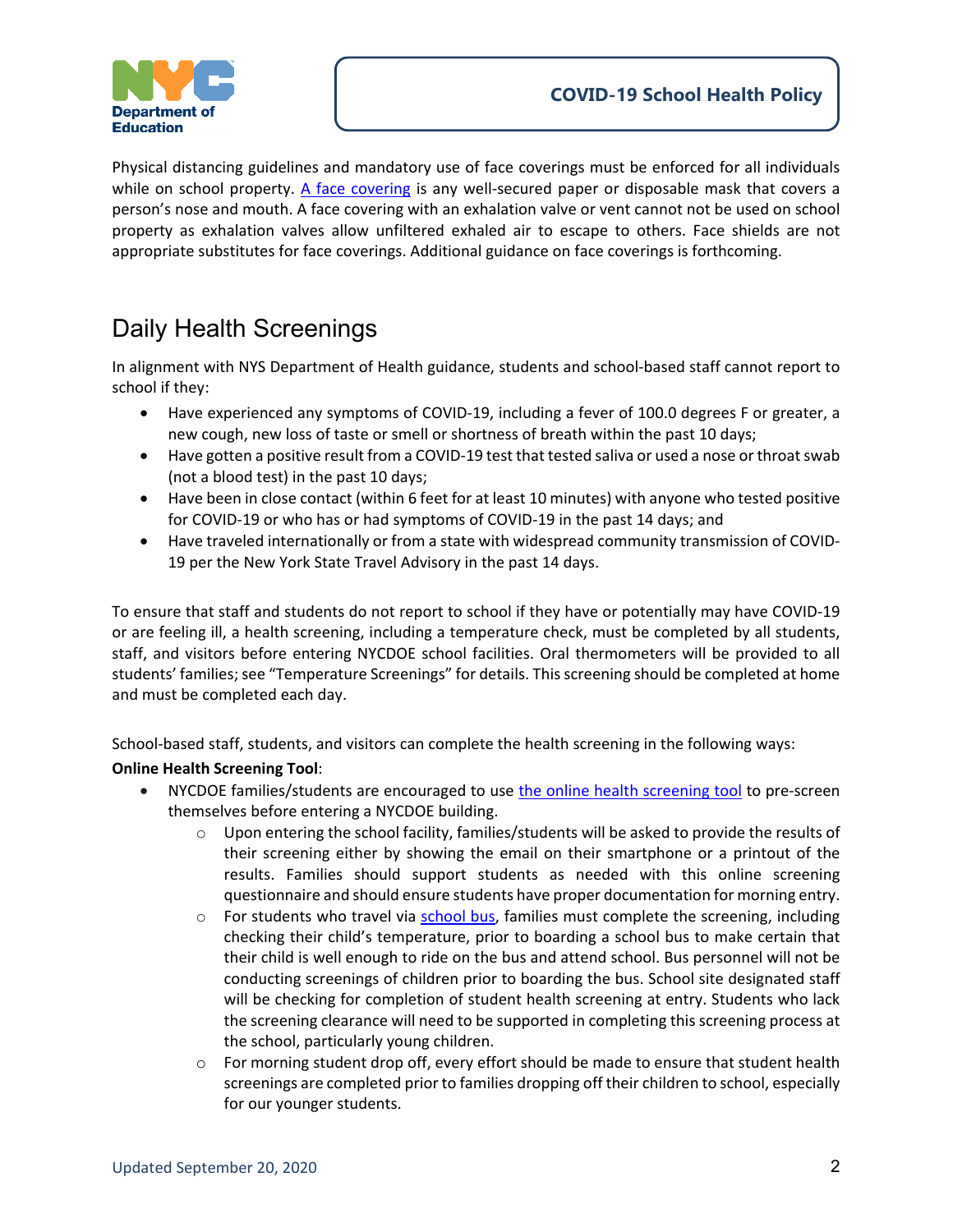Physical distancing guidelines and mandatory use of face coverings must be enforced for all individuals while on school property. A face covering is any well-secured paper or disposable mask that covers a person's nose and mouth. A face covering with an exhalation valve or vent cannot not be used on school property as exhalation valves allow unfiltered exhaled air to escape to others. Face shields are not appropriate substitutes for face coverings. Additional guidance on face coverings is forthcoming.

## Daily Health Screenings

In alignment with NYS Department of Health guidance, students and school-based staff cannot report to school if they:

- Have experienced any symptoms of COVID-19, including a fever of 100.0 degrees F or greater, a new cough, new loss of taste or smell or shortness of breath within the past 10 days;
- Have gotten a positive result from a COVID-19 test that tested saliva or used a nose or throat swab (not a blood test) in the past 10 days;
- Have been in close contact (within 6 feet for at least 10 minutes) with anyone who tested positive for COVID-19 or who has or had symptoms of COVID-19 in the past 14 days; and
- Have traveled internationally or from a state with widespread community transmission of COVID-19 per the New York State Travel Advisory in the past 14 days.

To ensure that staff and students do not report to school if they have or potentially may have COVID-19 or are feeling ill, a health screening, including a temperature check, must be completed by all students, staff, and visitors before entering NYCDOE school facilities. Oral thermometers will be provided to all students' families; see "Temperature Screenings" for details. This screening should be completed at home and must be completed each day.

School-based staff, students, and visitors can complete the health screening in the following ways:

**Online Health Screening Tool**:

- NYCDOE families/students are encouraged to use the online health screening tool to pre-screen themselves before entering a NYCDOE building.
  - Upon entering the school facility, families/students will be asked to provide the results of their screening either by showing the email on their smartphone or a printout of the results. Families should support students as needed with this online screening questionnaire and should ensure students have proper documentation for morning entry.
  - For students who travel via school bus, families must complete the screening, including checking their child's temperature, prior to boarding a school bus to make certain that their child is well enough to ride on the bus and attend school. Bus personnel will not be conducting screenings of children prior to boarding the bus. School site designated staff will be checking for completion of student health screening at entry. Students who lack the screening clearance will need to be supported in completing this screening process at the school, particularly young children.
  - For morning student drop off, every effort should be made to ensure that student health screenings are completed prior to families dropping off their children to school, especially for our younger students.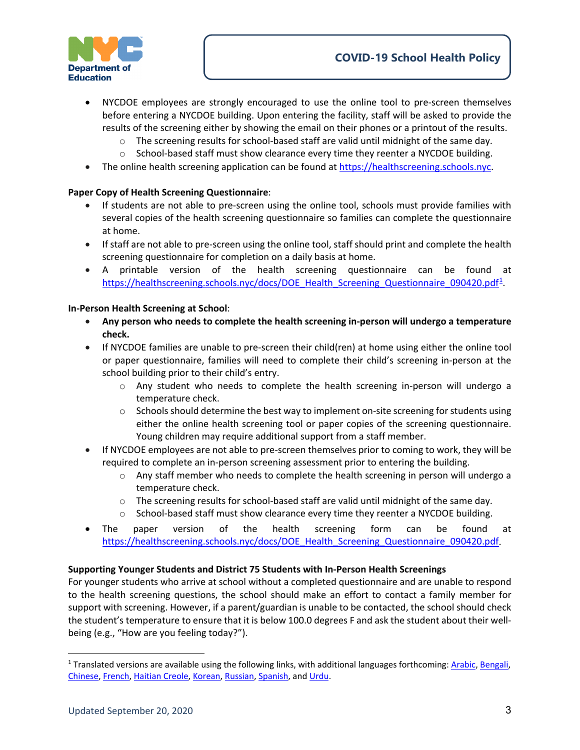- NYCDOE employees are strongly encouraged to use the online tool to pre-screen themselves before entering a NYCDOE building. Upon entering the facility, staff will be asked to provide the results of the screening either by showing the email on their phones or a printout of the results.
    - The screening results for school-based staff are valid until midnight of the same day.
    - School-based staff must show clearance every time they reenter a NYCDOE building.
- The online health screening application can be found at [https://healthscreening.schools.nyc](https://healthscreening.schools.nyc).

**Paper Copy of Health Screening Questionnaire**:

- If students are not able to pre-screen using the online tool, schools must provide families with several copies of the health screening questionnaire so families can complete the questionnaire at home.
- If staff are not able to pre-screen using the online tool, staff should print and complete the health screening questionnaire for completion on a daily basis at home.
- A printable version of the health screening questionnaire can be found at [https://healthscreening.schools.nyc/docs/DOE_Health_Screening_Questionnaire_090420.pdf](https://healthscreening.schools.nyc/docs/DOE_Health_Screening_Questionnaire_090420.pdf)[1].

**In-Person Health Screening at School**:

- **Any person who needs to complete the health screening in-person will undergo a temperature check.**
- If NYCDOE families are unable to pre-screen their child(ren) at home using either the online tool or paper questionnaire, families will need to complete their child's screening in-person at the school building prior to their child's entry.
    - Any student who needs to complete the health screening in-person will undergo a temperature check.
    - Schools should determine the best way to implement on-site screening for students using either the online health screening tool or paper copies of the screening questionnaire. Young children may require additional support from a staff member.
- If NYCDOE employees are not able to pre-screen themselves prior to coming to work, they will be required to complete an in-person screening assessment prior to entering the building.
    - Any staff member who needs to complete the health screening in person will undergo a temperature check.
    - The screening results for school-based staff are valid until midnight of the same day.
    - School-based staff must show clearance every time they reenter a NYCDOE building.
- The paper version of the health screening form can be found at [https://healthscreening.schools.nyc/docs/DOE_Health_Screening_Questionnaire_090420.pdf](https://healthscreening.schools.nyc/docs/DOE_Health_Screening_Questionnaire_090420.pdf).

**Supporting Younger Students and District 75 Students with In-Person Health Screenings**

For younger students who arrive at school without a completed questionnaire and are unable to respond to the health screening questions, the school should make an effort to contact a family member for support with screening. However, if a parent/guardian is unable to be contacted, the school should check the student's temperature to ensure that it is below 100.0 degrees F and ask the student about their well-being (e.g., "How are you feeling today?").

---

[1] Translated versions are available using the following links, with additional languages forthcoming: Arabic, Bengali, Chinese, French, Haitian Creole, Korean, Russian, Spanish, and Urdu.

Updated September 20, 2020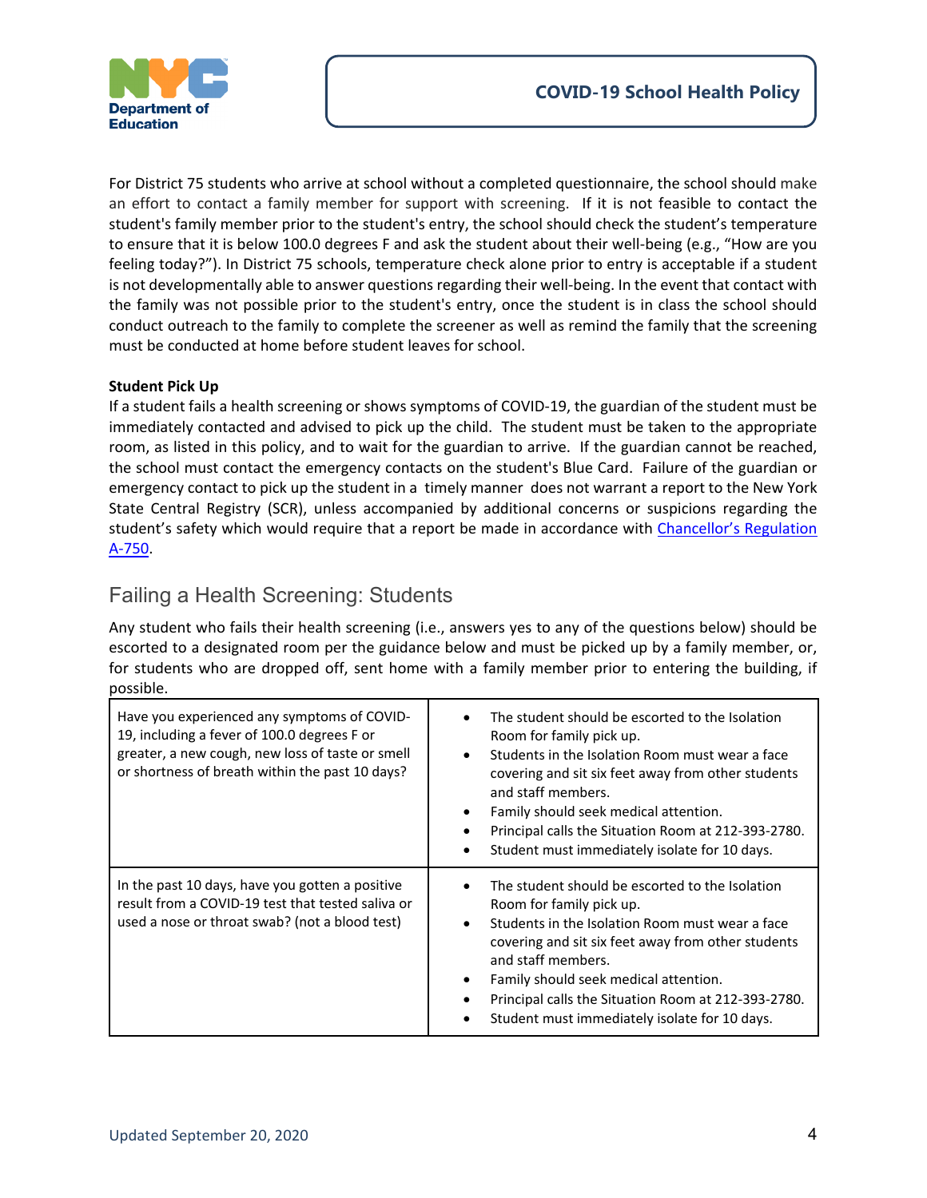For District 75 students who arrive at school without a completed questionnaire, the school should make an effort to contact a family member for support with screening. If it is not feasible to contact the student's family member prior to the student's entry, the school should check the student's temperature to ensure that it is below 100.0 degrees F and ask the student about their well-being (e.g., "How are you feeling today?"). In District 75 schools, temperature check alone prior to entry is acceptable if a student is not developmentally able to answer questions regarding their well-being. In the event that contact with the family was not possible prior to the student's entry, once the student is in class the school should conduct outreach to the family to complete the screener as well as remind the family that the screening must be conducted at home before student leaves for school.

**Student Pick Up**

If a student fails a health screening or shows symptoms of COVID-19, the guardian of the student must be immediately contacted and advised to pick up the child. The student must be taken to the appropriate room, as listed in this policy, and to wait for the guardian to arrive. If the guardian cannot be reached, the school must contact the emergency contacts on the student's Blue Card. Failure of the guardian or emergency contact to pick up the student in a timely manner does not warrant a report to the New York State Central Registry (SCR), unless accompanied by additional concerns or suspicions regarding the student's safety which would require that a report be made in accordance with Chancellor's Regulation A-750.

## Failing a Health Screening: Students

Any student who fails their health screening (i.e., answers yes to any of the questions below) should be escorted to a designated room per the guidance below and must be picked up by a family member, or, for students who are dropped off, sent home with a family member prior to entering the building, if possible.

| Question | Action |
|---|---|
| Have you experienced any symptoms of COVID-19, including a fever of 100.0 degrees F or greater, a new cough, new loss of taste or smell or shortness of breath within the past 10 days? | • The student should be escorted to the Isolation Room for family pick up.<br>• Students in the Isolation Room must wear a face covering and sit six feet away from other students and staff members.<br>• Family should seek medical attention.<br>• Principal calls the Situation Room at 212-393-2780.<br>• Student must immediately isolate for 10 days. |
| In the past 10 days, have you gotten a positive result from a COVID-19 test that tested saliva or used a nose or throat swab? (not a blood test) | • The student should be escorted to the Isolation Room for family pick up.<br>• Students in the Isolation Room must wear a face covering and sit six feet away from other students and staff members.<br>• Family should seek medical attention.<br>• Principal calls the Situation Room at 212-393-2780.<br>• Student must immediately isolate for 10 days. |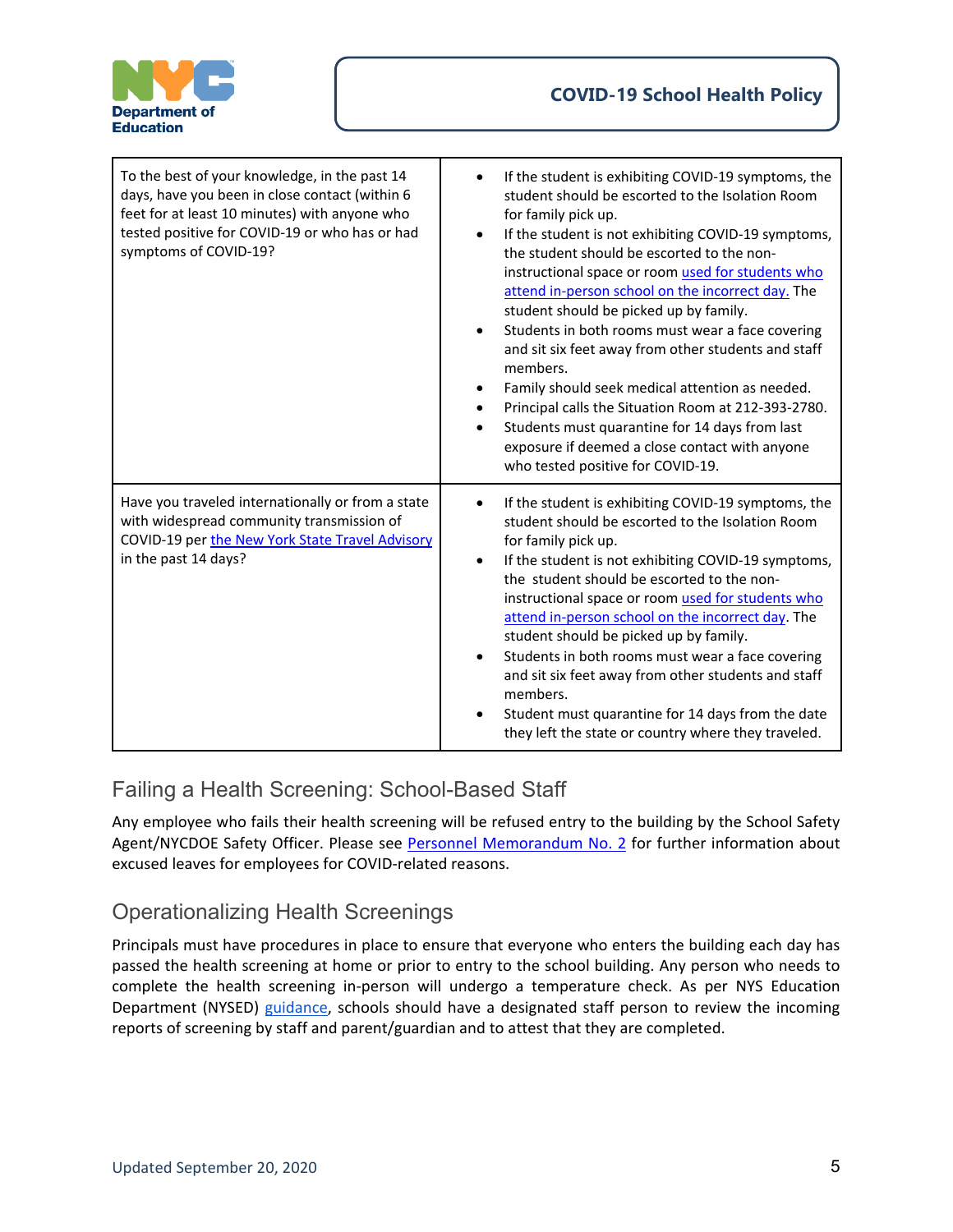| | |
|---|---|
| To the best of your knowledge, in the past 14 days, have you been in close contact (within 6 feet for at least 10 minutes) with anyone who tested positive for COVID-19 or who has or had symptoms of COVID-19? | • If the student is exhibiting COVID-19 symptoms, the student should be escorted to the Isolation Room for family pick up.<br>• If the student is not exhibiting COVID-19 symptoms, the student should be escorted to the non-instructional space or room used for students who attend in-person school on the incorrect day. The student should be picked up by family.<br>• Students in both rooms must wear a face covering and sit six feet away from other students and staff members.<br>• Family should seek medical attention as needed.<br>• Principal calls the Situation Room at 212-393-2780.<br>• Students must quarantine for 14 days from last exposure if deemed a close contact with anyone who tested positive for COVID-19. |
| Have you traveled internationally or from a state with widespread community transmission of COVID-19 per the New York State Travel Advisory in the past 14 days? | • If the student is exhibiting COVID-19 symptoms, the student should be escorted to the Isolation Room for family pick up.<br>• If the student is not exhibiting COVID-19 symptoms, the student should be escorted to the non-instructional space or room used for students who attend in-person school on the incorrect day. The student should be picked up by family.<br>• Students in both rooms must wear a face covering and sit six feet away from other students and staff members.<br>• Student must quarantine for 14 days from the date they left the state or country where they traveled. |

## Failing a Health Screening: School-Based Staff

Any employee who fails their health screening will be refused entry to the building by the School Safety Agent/NYCDOE Safety Officer. Please see Personnel Memorandum No. 2 for further information about excused leaves for employees for COVID-related reasons.

## Operationalizing Health Screenings

Principals must have procedures in place to ensure that everyone who enters the building each day has passed the health screening at home or prior to entry to the school building. Any person who needs to complete the health screening in-person will undergo a temperature check. As per NYS Education Department (NYSED) guidance, schools should have a designated staff person to review the incoming reports of screening by staff and parent/guardian and to attest that they are completed.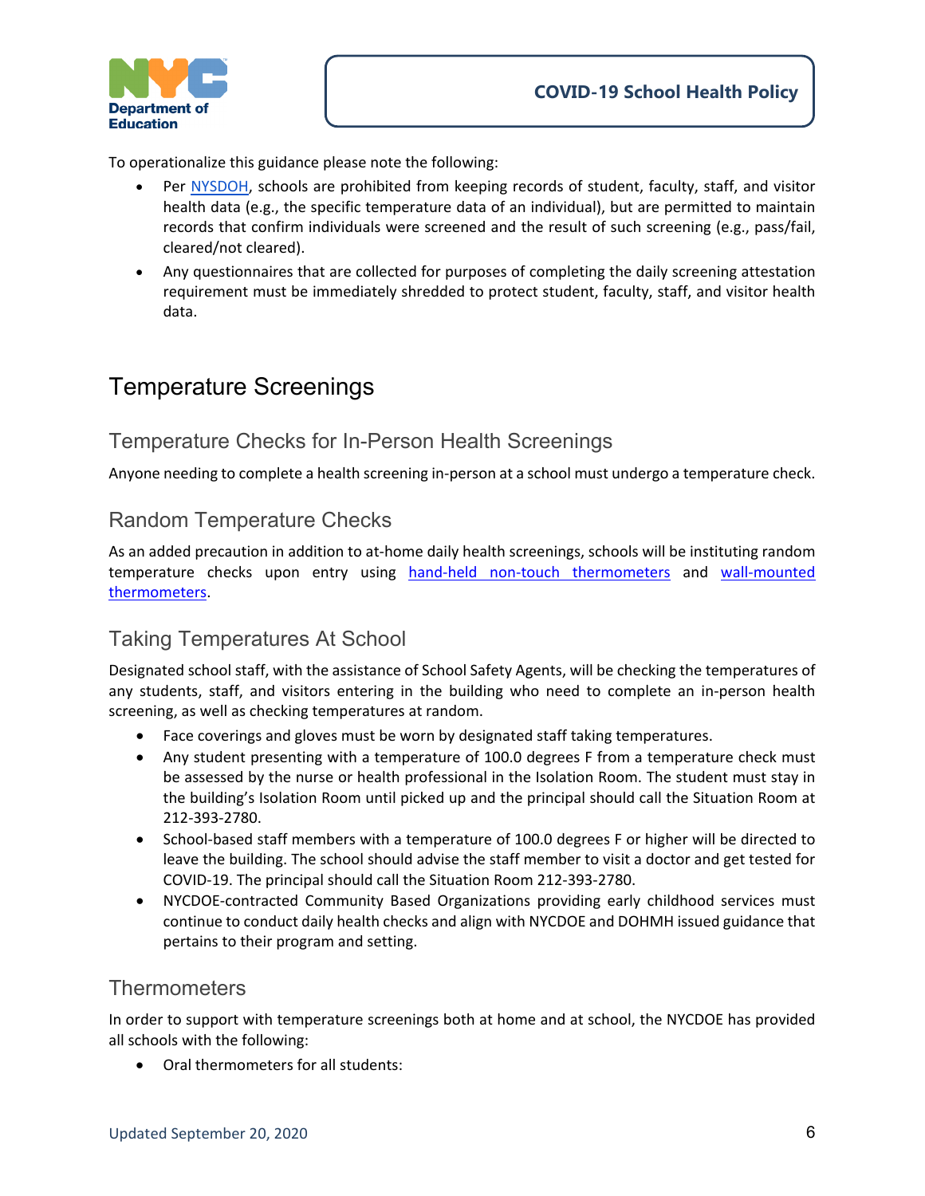To operationalize this guidance please note the following:

- Per NYSDOH, schools are prohibited from keeping records of student, faculty, staff, and visitor health data (e.g., the specific temperature data of an individual), but are permitted to maintain records that confirm individuals were screened and the result of such screening (e.g., pass/fail, cleared/not cleared).
- Any questionnaires that are collected for purposes of completing the daily screening attestation requirement must be immediately shredded to protect student, faculty, staff, and visitor health data.

# Temperature Screenings

## Temperature Checks for In-Person Health Screenings

Anyone needing to complete a health screening in-person at a school must undergo a temperature check.

## Random Temperature Checks

As an added precaution in addition to at-home daily health screenings, schools will be instituting random temperature checks upon entry using hand-held non-touch thermometers and wall-mounted thermometers.

## Taking Temperatures At School

Designated school staff, with the assistance of School Safety Agents, will be checking the temperatures of any students, staff, and visitors entering in the building who need to complete an in-person health screening, as well as checking temperatures at random.

- Face coverings and gloves must be worn by designated staff taking temperatures.
- Any student presenting with a temperature of 100.0 degrees F from a temperature check must be assessed by the nurse or health professional in the Isolation Room. The student must stay in the building's Isolation Room until picked up and the principal should call the Situation Room at 212-393-2780.
- School-based staff members with a temperature of 100.0 degrees F or higher will be directed to leave the building. The school should advise the staff member to visit a doctor and get tested for COVID-19. The principal should call the Situation Room 212-393-2780.
- NYCDOE-contracted Community Based Organizations providing early childhood services must continue to conduct daily health checks and align with NYCDOE and DOHMH issued guidance that pertains to their program and setting.

## Thermometers

In order to support with temperature screenings both at home and at school, the NYCDOE has provided all schools with the following:

- Oral thermometers for all students: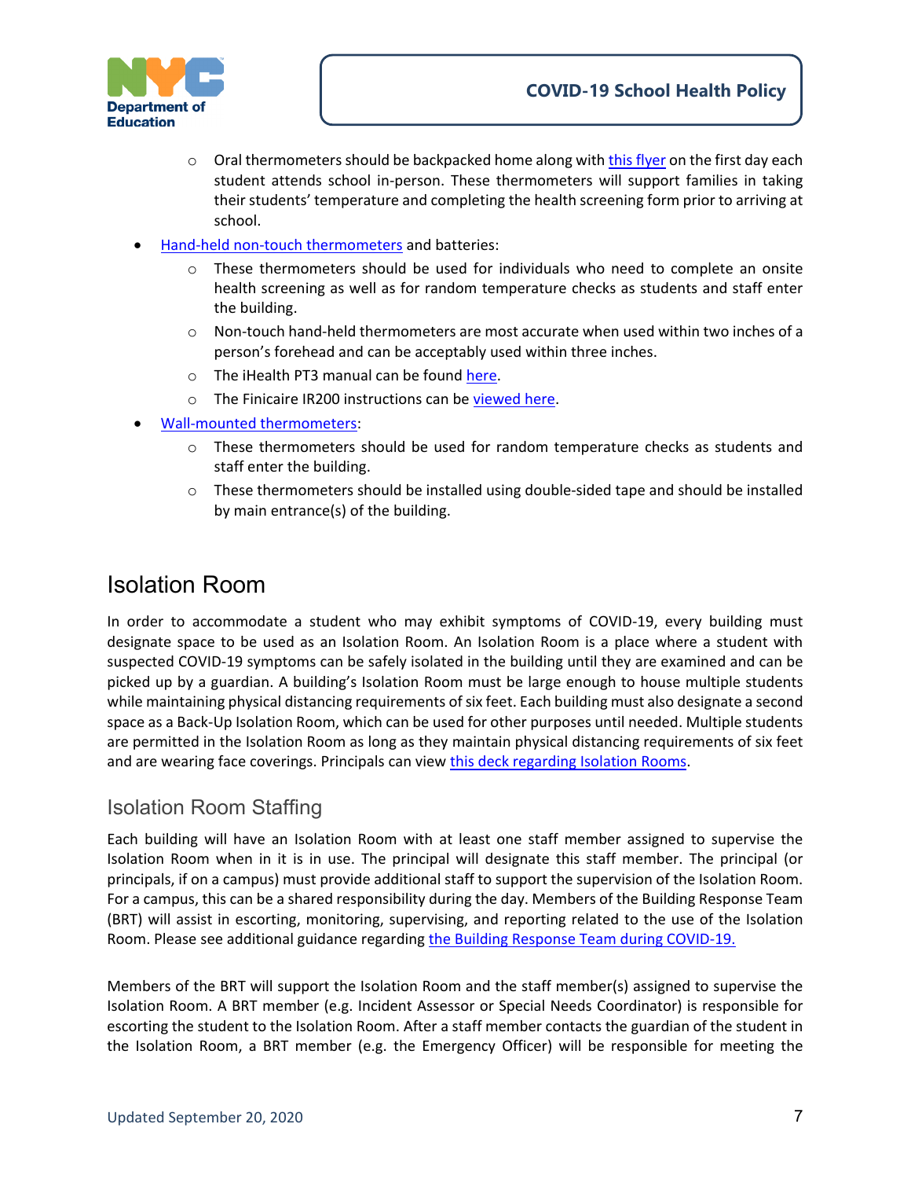- Oral thermometers should be backpacked home along with this flyer on the first day each student attends school in-person. These thermometers will support families in taking their students' temperature and completing the health screening form prior to arriving at school.
- Hand-held non-touch thermometers and batteries:
  - These thermometers should be used for individuals who need to complete an onsite health screening as well as for random temperature checks as students and staff enter the building.
  - Non-touch hand-held thermometers are most accurate when used within two inches of a person's forehead and can be acceptably used within three inches.
  - The iHealth PT3 manual can be found here.
  - The Finicaire IR200 instructions can be viewed here.
- Wall-mounted thermometers:
  - These thermometers should be used for random temperature checks as students and staff enter the building.
  - These thermometers should be installed using double-sided tape and should be installed by main entrance(s) of the building.

## Isolation Room

In order to accommodate a student who may exhibit symptoms of COVID-19, every building must designate space to be used as an Isolation Room. An Isolation Room is a place where a student with suspected COVID-19 symptoms can be safely isolated in the building until they are examined and can be picked up by a guardian. A building's Isolation Room must be large enough to house multiple students while maintaining physical distancing requirements of six feet. Each building must also designate a second space as a Back-Up Isolation Room, which can be used for other purposes until needed. Multiple students are permitted in the Isolation Room as long as they maintain physical distancing requirements of six feet and are wearing face coverings. Principals can view this deck regarding Isolation Rooms.

### Isolation Room Staffing

Each building will have an Isolation Room with at least one staff member assigned to supervise the Isolation Room when in it is in use. The principal will designate this staff member. The principal (or principals, if on a campus) must provide additional staff to support the supervision of the Isolation Room. For a campus, this can be a shared responsibility during the day. Members of the Building Response Team (BRT) will assist in escorting, monitoring, supervising, and reporting related to the use of the Isolation Room. Please see additional guidance regarding the Building Response Team during COVID-19.

Members of the BRT will support the Isolation Room and the staff member(s) assigned to supervise the Isolation Room. A BRT member (e.g. Incident Assessor or Special Needs Coordinator) is responsible for escorting the student to the Isolation Room. After a staff member contacts the guardian of the student in the Isolation Room, a BRT member (e.g. the Emergency Officer) will be responsible for meeting the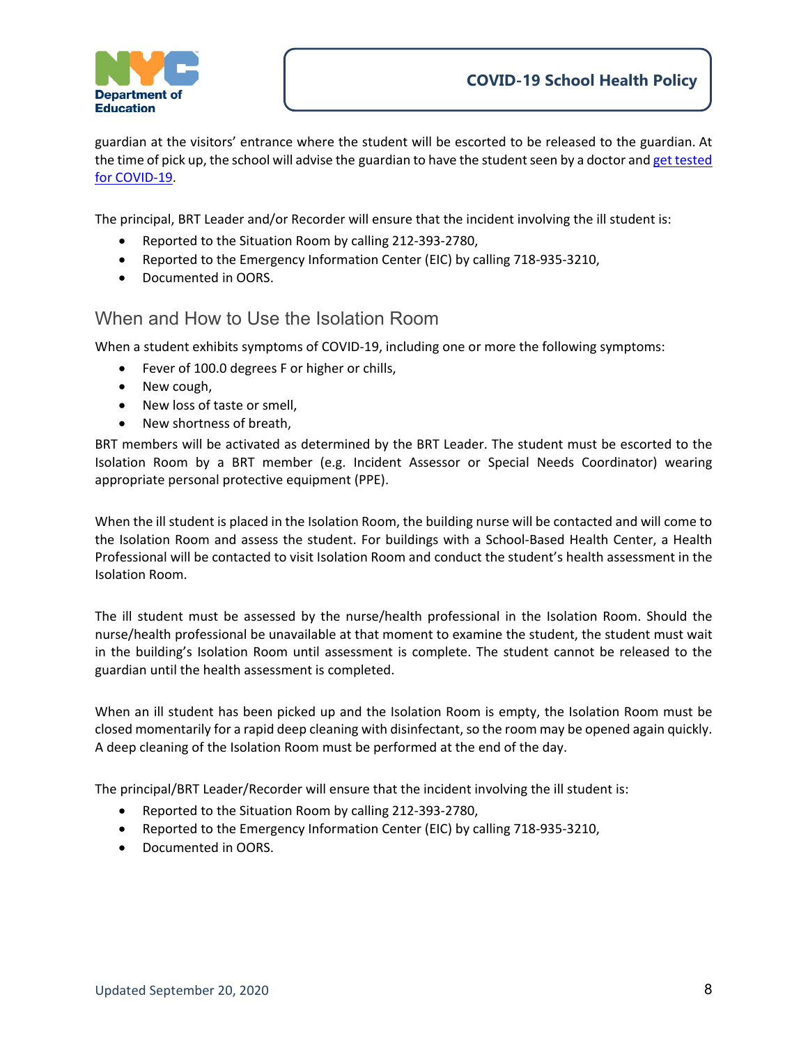guardian at the visitors' entrance where the student will be escorted to be released to the guardian. At the time of pick up, the school will advise the guardian to have the student seen by a doctor and get tested for COVID-19.

The principal, BRT Leader and/or Recorder will ensure that the incident involving the ill student is:

- Reported to the Situation Room by calling 212-393-2780,
- Reported to the Emergency Information Center (EIC) by calling 718-935-3210,
- Documented in OORS.

## When and How to Use the Isolation Room

When a student exhibits symptoms of COVID-19, including one or more the following symptoms:

- Fever of 100.0 degrees F or higher or chills,
- New cough,
- New loss of taste or smell,
- New shortness of breath,

BRT members will be activated as determined by the BRT Leader. The student must be escorted to the Isolation Room by a BRT member (e.g. Incident Assessor or Special Needs Coordinator) wearing appropriate personal protective equipment (PPE).

When the ill student is placed in the Isolation Room, the building nurse will be contacted and will come to the Isolation Room and assess the student. For buildings with a School-Based Health Center, a Health Professional will be contacted to visit Isolation Room and conduct the student's health assessment in the Isolation Room.

The ill student must be assessed by the nurse/health professional in the Isolation Room. Should the nurse/health professional be unavailable at that moment to examine the student, the student must wait in the building's Isolation Room until assessment is complete. The student cannot be released to the guardian until the health assessment is completed.

When an ill student has been picked up and the Isolation Room is empty, the Isolation Room must be closed momentarily for a rapid deep cleaning with disinfectant, so the room may be opened again quickly. A deep cleaning of the Isolation Room must be performed at the end of the day.

The principal/BRT Leader/Recorder will ensure that the incident involving the ill student is:

- Reported to the Situation Room by calling 212-393-2780,
- Reported to the Emergency Information Center (EIC) by calling 718-935-3210,
- Documented in OORS.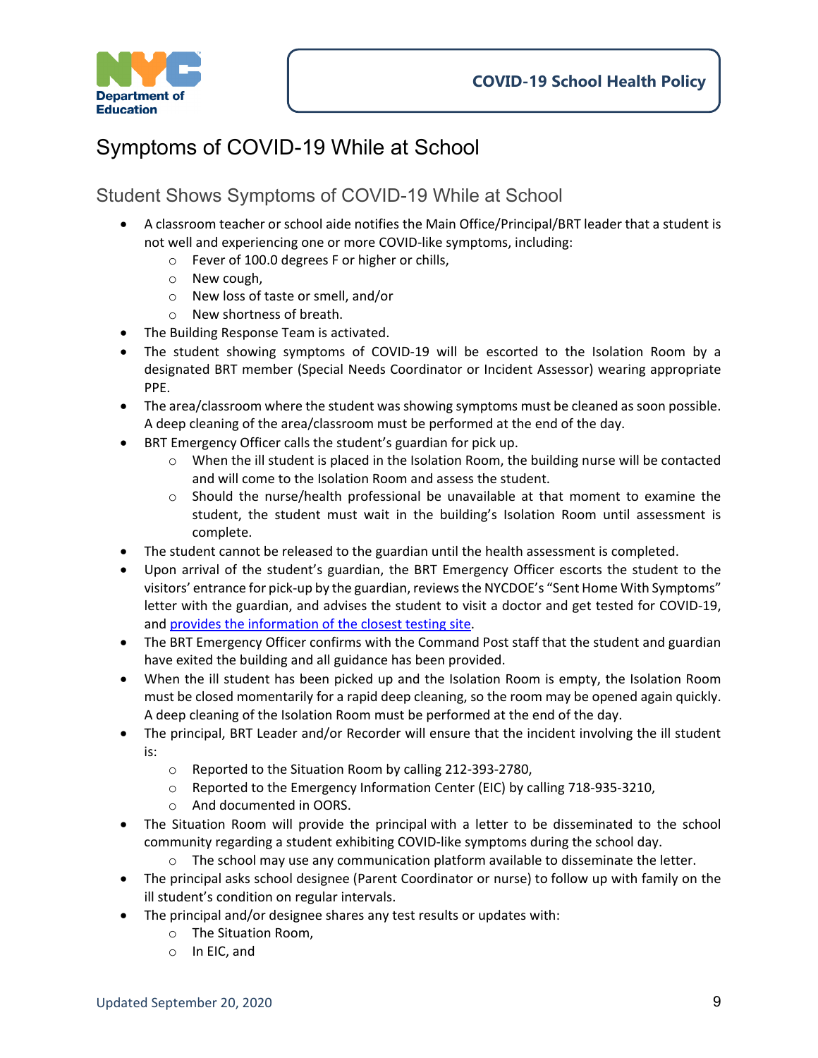# Symptoms of COVID-19 While at School

## Student Shows Symptoms of COVID-19 While at School

- A classroom teacher or school aide notifies the Main Office/Principal/BRT leader that a student is not well and experiencing one or more COVID-like symptoms, including:
  - Fever of 100.0 degrees F or higher or chills,
  - New cough,
  - New loss of taste or smell, and/or
  - New shortness of breath.
- The Building Response Team is activated.
- The student showing symptoms of COVID-19 will be escorted to the Isolation Room by a designated BRT member (Special Needs Coordinator or Incident Assessor) wearing appropriate PPE.
- The area/classroom where the student was showing symptoms must be cleaned as soon possible. A deep cleaning of the area/classroom must be performed at the end of the day.
- BRT Emergency Officer calls the student's guardian for pick up.
  - When the ill student is placed in the Isolation Room, the building nurse will be contacted and will come to the Isolation Room and assess the student.
  - Should the nurse/health professional be unavailable at that moment to examine the student, the student must wait in the building's Isolation Room until assessment is complete.
- The student cannot be released to the guardian until the health assessment is completed.
- Upon arrival of the student's guardian, the BRT Emergency Officer escorts the student to the visitors' entrance for pick-up by the guardian, reviews the NYCDOE's "Sent Home With Symptoms" letter with the guardian, and advises the student to visit a doctor and get tested for COVID-19, and provides the information of the closest testing site.
- The BRT Emergency Officer confirms with the Command Post staff that the student and guardian have exited the building and all guidance has been provided.
- When the ill student has been picked up and the Isolation Room is empty, the Isolation Room must be closed momentarily for a rapid deep cleaning, so the room may be opened again quickly. A deep cleaning of the Isolation Room must be performed at the end of the day.
- The principal, BRT Leader and/or Recorder will ensure that the incident involving the ill student is:
  - Reported to the Situation Room by calling 212-393-2780,
  - Reported to the Emergency Information Center (EIC) by calling 718-935-3210,
  - And documented in OORS.
- The Situation Room will provide the principal with a letter to be disseminated to the school community regarding a student exhibiting COVID-like symptoms during the school day.
  - The school may use any communication platform available to disseminate the letter.
- The principal asks school designee (Parent Coordinator or nurse) to follow up with family on the ill student's condition on regular intervals.
- The principal and/or designee shares any test results or updates with:
  - The Situation Room,
  - In EIC, and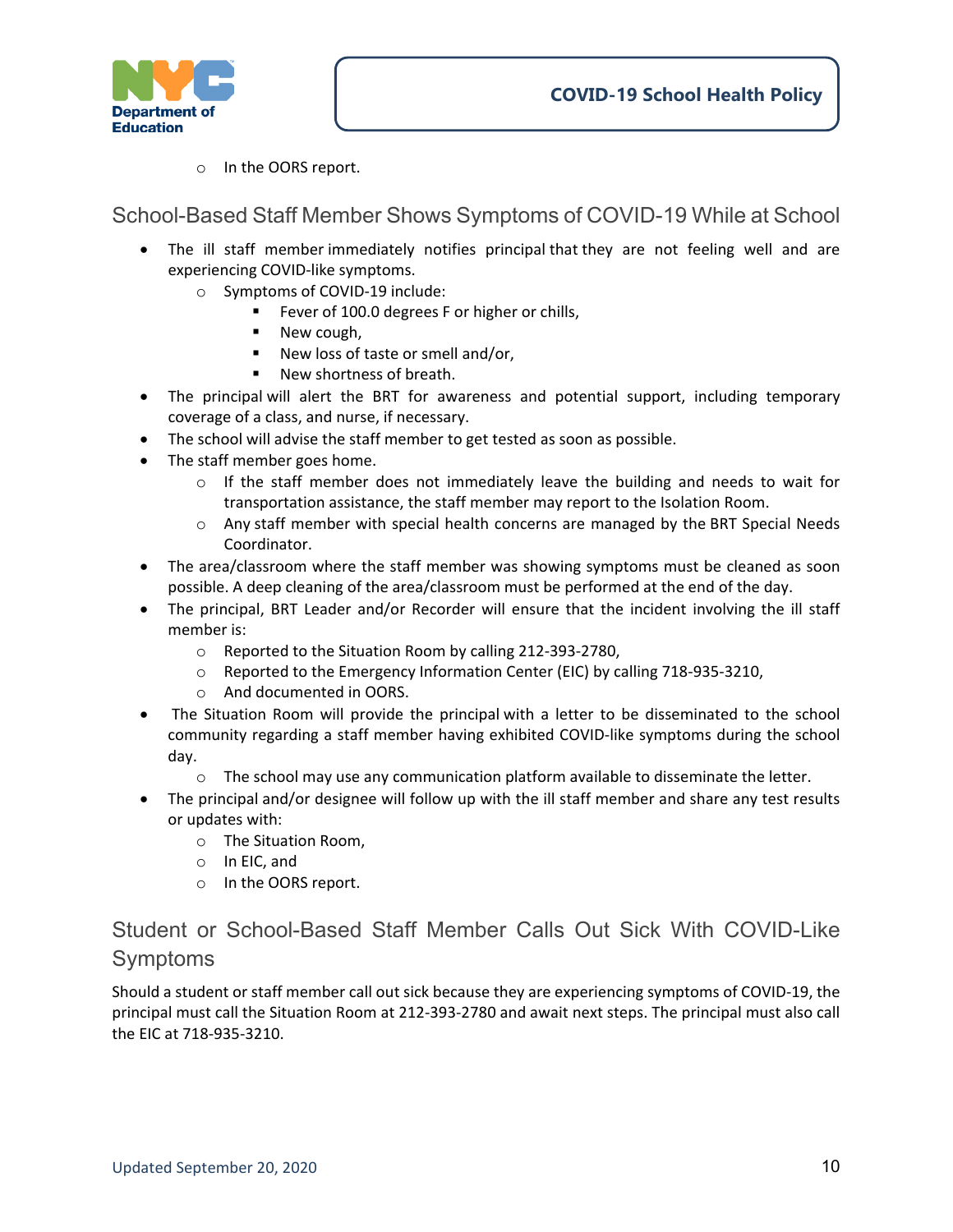- In the OORS report.

## School-Based Staff Member Shows Symptoms of COVID-19 While at School

- The ill staff member immediately notifies principal that they are not feeling well and are experiencing COVID-like symptoms.
  - Symptoms of COVID-19 include:
    - Fever of 100.0 degrees F or higher or chills,
    - New cough,
    - New loss of taste or smell and/or,
    - New shortness of breath.
- The principal will alert the BRT for awareness and potential support, including temporary coverage of a class, and nurse, if necessary.
- The school will advise the staff member to get tested as soon as possible.
- The staff member goes home.
  - If the staff member does not immediately leave the building and needs to wait for transportation assistance, the staff member may report to the Isolation Room.
  - Any staff member with special health concerns are managed by the BRT Special Needs Coordinator.
- The area/classroom where the staff member was showing symptoms must be cleaned as soon possible. A deep cleaning of the area/classroom must be performed at the end of the day.
- The principal, BRT Leader and/or Recorder will ensure that the incident involving the ill staff member is:
  - Reported to the Situation Room by calling 212-393-2780,
  - Reported to the Emergency Information Center (EIC) by calling 718-935-3210,
  - And documented in OORS.
- The Situation Room will provide the principal with a letter to be disseminated to the school community regarding a staff member having exhibited COVID-like symptoms during the school day.
  - The school may use any communication platform available to disseminate the letter.
- The principal and/or designee will follow up with the ill staff member and share any test results or updates with:
  - The Situation Room,
  - In EIC, and
  - In the OORS report.

## Student or School-Based Staff Member Calls Out Sick With COVID-Like Symptoms

Should a student or staff member call out sick because they are experiencing symptoms of COVID-19, the principal must call the Situation Room at 212-393-2780 and await next steps. The principal must also call the EIC at 718-935-3210.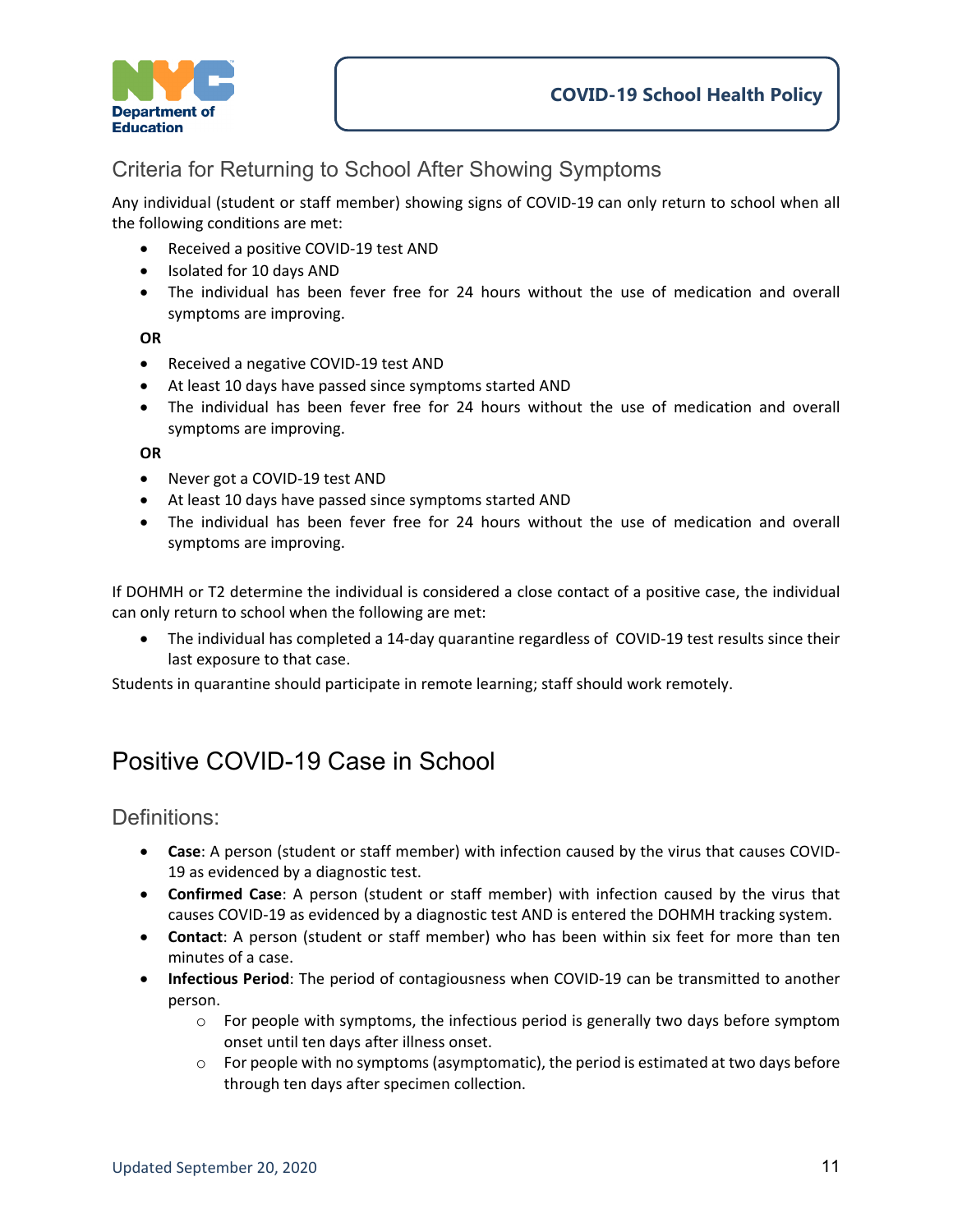## Criteria for Returning to School After Showing Symptoms

Any individual (student or staff member) showing signs of COVID-19 can only return to school when all the following conditions are met:

- Received a positive COVID-19 test AND
- Isolated for 10 days AND
- The individual has been fever free for 24 hours without the use of medication and overall symptoms are improving.

**OR**

- Received a negative COVID-19 test AND
- At least 10 days have passed since symptoms started AND
- The individual has been fever free for 24 hours without the use of medication and overall symptoms are improving.

**OR**

- Never got a COVID-19 test AND
- At least 10 days have passed since symptoms started AND
- The individual has been fever free for 24 hours without the use of medication and overall symptoms are improving.

If DOHMH or T2 determine the individual is considered a close contact of a positive case, the individual can only return to school when the following are met:

- The individual has completed a 14-day quarantine regardless of COVID-19 test results since their last exposure to that case.

Students in quarantine should participate in remote learning; staff should work remotely.

# Positive COVID-19 Case in School

## Definitions:

- **Case**: A person (student or staff member) with infection caused by the virus that causes COVID-19 as evidenced by a diagnostic test.
- **Confirmed Case**: A person (student or staff member) with infection caused by the virus that causes COVID-19 as evidenced by a diagnostic test AND is entered the DOHMH tracking system.
- **Contact**: A person (student or staff member) who has been within six feet for more than ten minutes of a case.
- **Infectious Period**: The period of contagiousness when COVID-19 can be transmitted to another person.
  - For people with symptoms, the infectious period is generally two days before symptom onset until ten days after illness onset.
  - For people with no symptoms (asymptomatic), the period is estimated at two days before through ten days after specimen collection.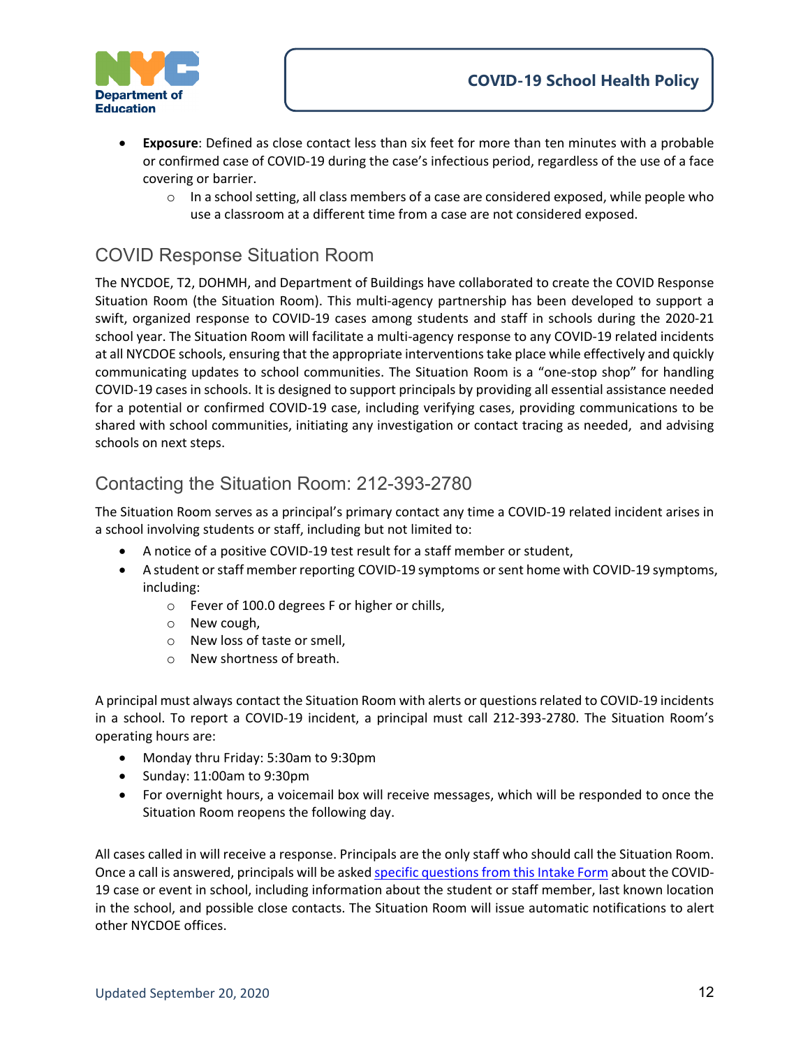- **Exposure**: Defined as close contact less than six feet for more than ten minutes with a probable or confirmed case of COVID-19 during the case's infectious period, regardless of the use of a face covering or barrier.
  - In a school setting, all class members of a case are considered exposed, while people who use a classroom at a different time from a case are not considered exposed.

## COVID Response Situation Room

The NYCDOE, T2, DOHMH, and Department of Buildings have collaborated to create the COVID Response Situation Room (the Situation Room). This multi-agency partnership has been developed to support a swift, organized response to COVID-19 cases among students and staff in schools during the 2020-21 school year. The Situation Room will facilitate a multi-agency response to any COVID-19 related incidents at all NYCDOE schools, ensuring that the appropriate interventions take place while effectively and quickly communicating updates to school communities. The Situation Room is a "one-stop shop" for handling COVID-19 cases in schools. It is designed to support principals by providing all essential assistance needed for a potential or confirmed COVID-19 case, including verifying cases, providing communications to be shared with school communities, initiating any investigation or contact tracing as needed, and advising schools on next steps.

## Contacting the Situation Room: 212-393-2780

The Situation Room serves as a principal's primary contact any time a COVID-19 related incident arises in a school involving students or staff, including but not limited to:

- A notice of a positive COVID-19 test result for a staff member or student,
- A student or staff member reporting COVID-19 symptoms or sent home with COVID-19 symptoms, including:
  - Fever of 100.0 degrees F or higher or chills,
  - New cough,
  - New loss of taste or smell,
  - New shortness of breath.

A principal must always contact the Situation Room with alerts or questions related to COVID-19 incidents in a school. To report a COVID-19 incident, a principal must call 212-393-2780. The Situation Room's operating hours are:

- Monday thru Friday: 5:30am to 9:30pm
- Sunday: 11:00am to 9:30pm
- For overnight hours, a voicemail box will receive messages, which will be responded to once the Situation Room reopens the following day.

All cases called in will receive a response. Principals are the only staff who should call the Situation Room. Once a call is answered, principals will be asked specific questions from this Intake Form about the COVID-19 case or event in school, including information about the student or staff member, last known location in the school, and possible close contacts. The Situation Room will issue automatic notifications to alert other NYCDOE offices.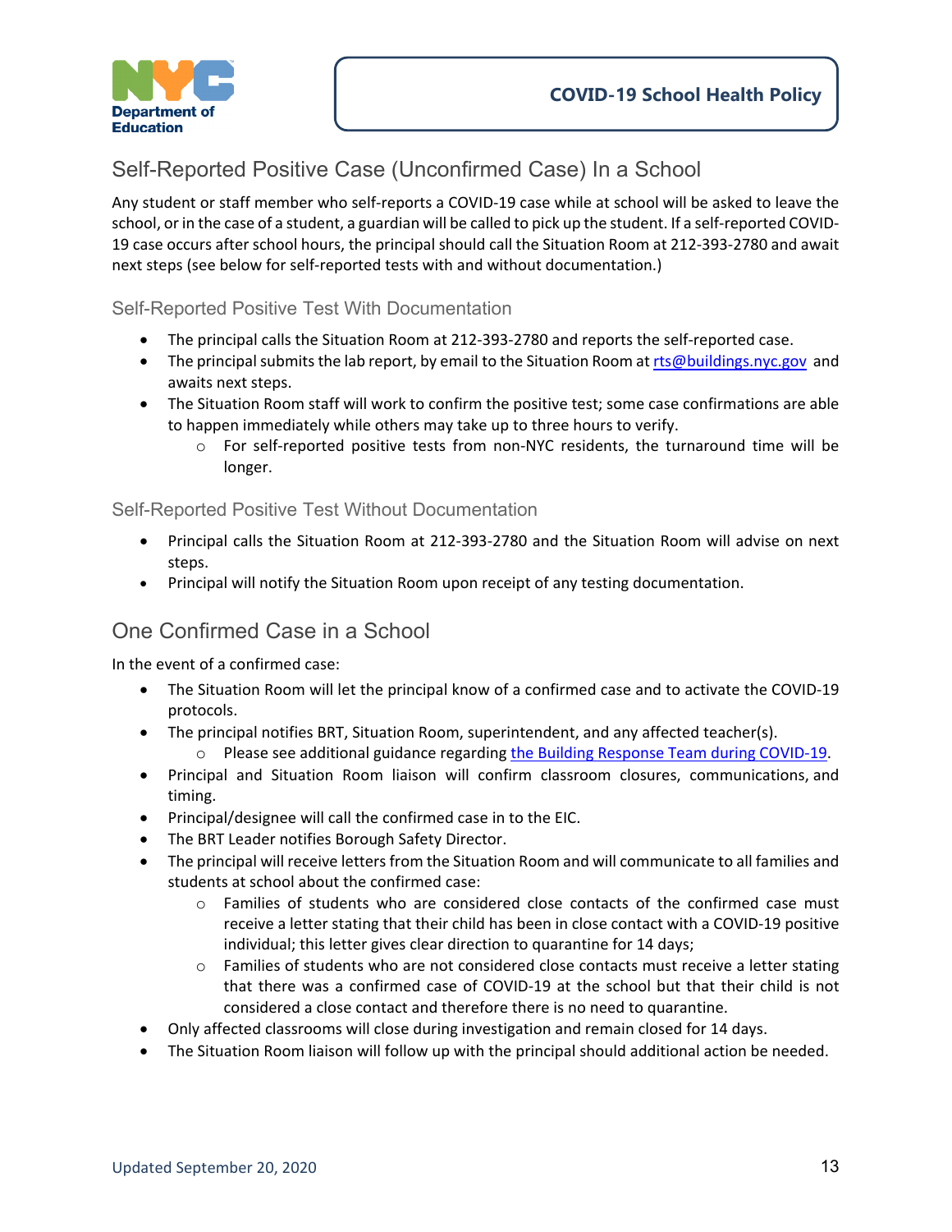## Self-Reported Positive Case (Unconfirmed Case) In a School

Any student or staff member who self-reports a COVID-19 case while at school will be asked to leave the school, or in the case of a student, a guardian will be called to pick up the student. If a self-reported COVID-19 case occurs after school hours, the principal should call the Situation Room at 212-393-2780 and await next steps (see below for self-reported tests with and without documentation.)

### Self-Reported Positive Test With Documentation

- The principal calls the Situation Room at 212-393-2780 and reports the self-reported case.
- The principal submits the lab report, by email to the Situation Room at rts@buildings.nyc.gov and awaits next steps.
- The Situation Room staff will work to confirm the positive test; some case confirmations are able to happen immediately while others may take up to three hours to verify.
  - For self-reported positive tests from non-NYC residents, the turnaround time will be longer.

### Self-Reported Positive Test Without Documentation

- Principal calls the Situation Room at 212-393-2780 and the Situation Room will advise on next steps.
- Principal will notify the Situation Room upon receipt of any testing documentation.

## One Confirmed Case in a School

In the event of a confirmed case:

- The Situation Room will let the principal know of a confirmed case and to activate the COVID-19 protocols.
- The principal notifies BRT, Situation Room, superintendent, and any affected teacher(s).
  - Please see additional guidance regarding the Building Response Team during COVID-19.
- Principal and Situation Room liaison will confirm classroom closures, communications, and timing.
- Principal/designee will call the confirmed case in to the EIC.
- The BRT Leader notifies Borough Safety Director.
- The principal will receive letters from the Situation Room and will communicate to all families and students at school about the confirmed case:
  - Families of students who are considered close contacts of the confirmed case must receive a letter stating that their child has been in close contact with a COVID-19 positive individual; this letter gives clear direction to quarantine for 14 days;
  - Families of students who are not considered close contacts must receive a letter stating that there was a confirmed case of COVID-19 at the school but that their child is not considered a close contact and therefore there is no need to quarantine.
- Only affected classrooms will close during investigation and remain closed for 14 days.
- The Situation Room liaison will follow up with the principal should additional action be needed.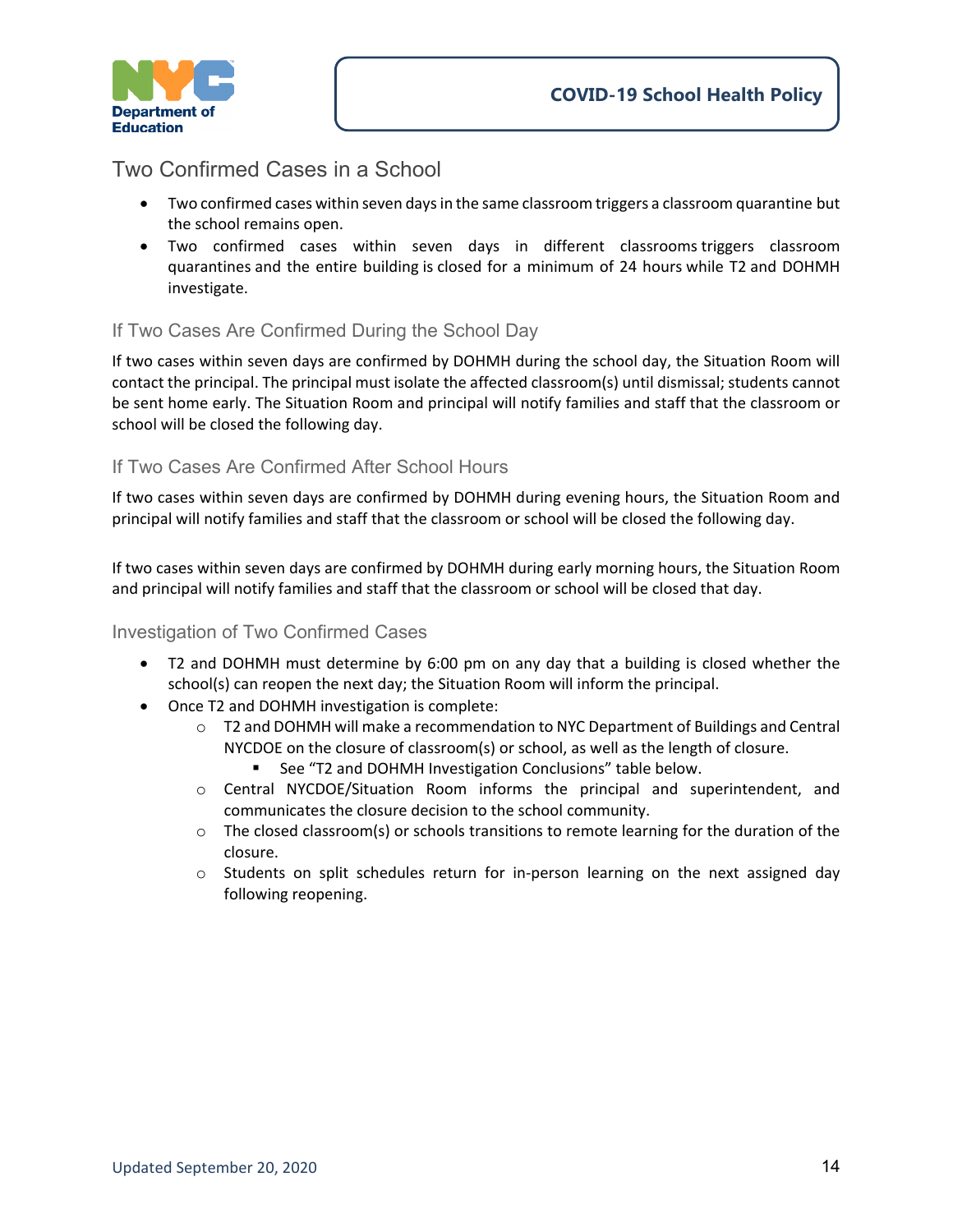## Two Confirmed Cases in a School

- Two confirmed cases within seven days in the same classroom triggers a classroom quarantine but the school remains open.
- Two confirmed cases within seven days in different classrooms triggers classroom quarantines and the entire building is closed for a minimum of 24 hours while T2 and DOHMH investigate.

### If Two Cases Are Confirmed During the School Day

If two cases within seven days are confirmed by DOHMH during the school day, the Situation Room will contact the principal. The principal must isolate the affected classroom(s) until dismissal; students cannot be sent home early. The Situation Room and principal will notify families and staff that the classroom or school will be closed the following day.

### If Two Cases Are Confirmed After School Hours

If two cases within seven days are confirmed by DOHMH during evening hours, the Situation Room and principal will notify families and staff that the classroom or school will be closed the following day.

If two cases within seven days are confirmed by DOHMH during early morning hours, the Situation Room and principal will notify families and staff that the classroom or school will be closed that day.

### Investigation of Two Confirmed Cases

- T2 and DOHMH must determine by 6:00 pm on any day that a building is closed whether the school(s) can reopen the next day; the Situation Room will inform the principal.
- Once T2 and DOHMH investigation is complete:
  - T2 and DOHMH will make a recommendation to NYC Department of Buildings and Central NYCDOE on the closure of classroom(s) or school, as well as the length of closure.
    - See "T2 and DOHMH Investigation Conclusions" table below.
  - Central NYCDOE/Situation Room informs the principal and superintendent, and communicates the closure decision to the school community.
  - The closed classroom(s) or schools transitions to remote learning for the duration of the closure.
  - Students on split schedules return for in-person learning on the next assigned day following reopening.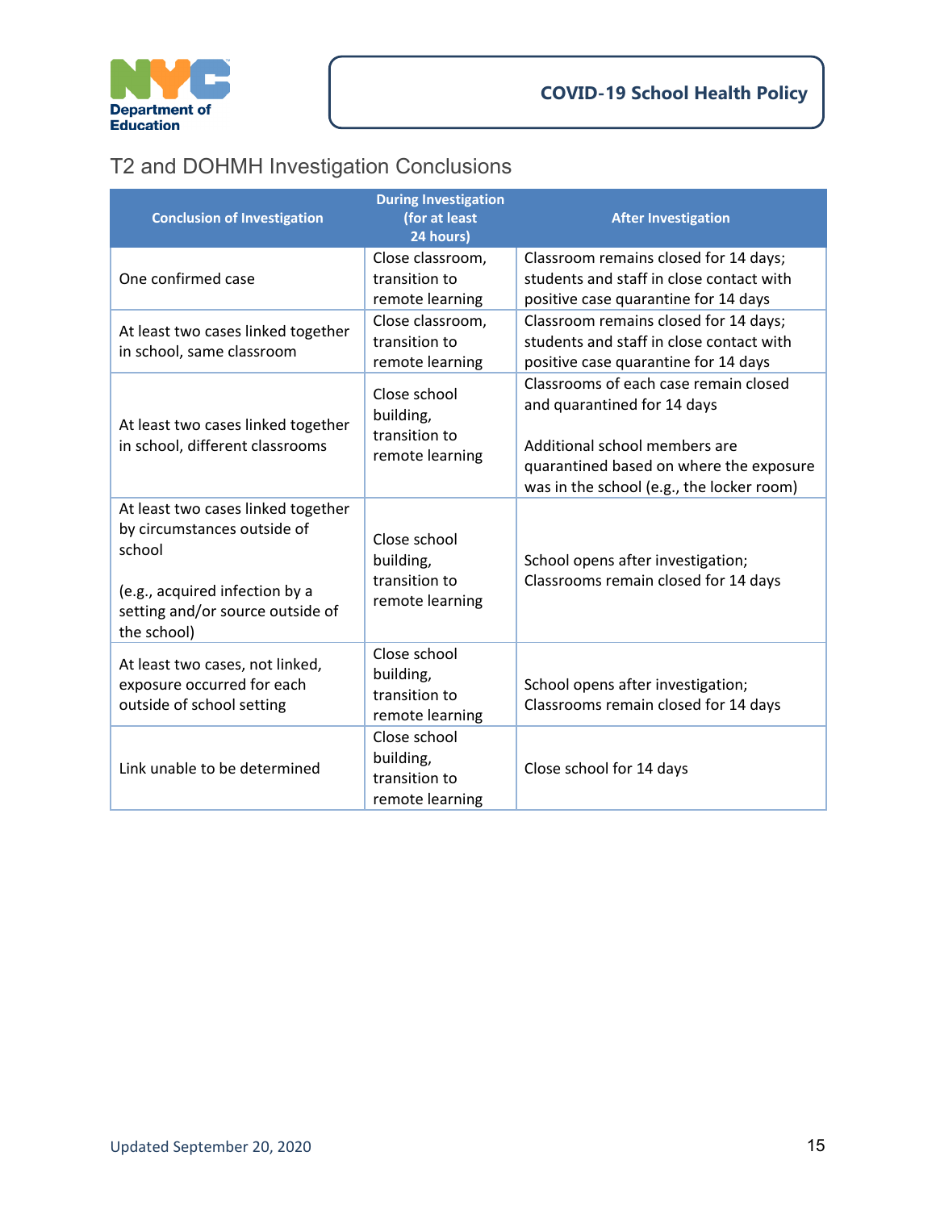## T2 and DOHMH Investigation Conclusions

| Conclusion of Investigation | During Investigation (for at least 24 hours) | After Investigation |
|---|---|---|
| One confirmed case | Close classroom, transition to remote learning | Classroom remains closed for 14 days; students and staff in close contact with positive case quarantine for 14 days |
| At least two cases linked together in school, same classroom | Close classroom, transition to remote learning | Classroom remains closed for 14 days; students and staff in close contact with positive case quarantine for 14 days |
| At least two cases linked together in school, different classrooms | Close school building, transition to remote learning | Classrooms of each case remain closed and quarantined for 14 days<br><br>Additional school members are quarantined based on where the exposure was in the school (e.g., the locker room) |
| At least two cases linked together by circumstances outside of school<br><br>(e.g., acquired infection by a setting and/or source outside of the school) | Close school building, transition to remote learning | School opens after investigation; Classrooms remain closed for 14 days |
| At least two cases, not linked, exposure occurred for each outside of school setting | Close school building, transition to remote learning | School opens after investigation; Classrooms remain closed for 14 days |
| Link unable to be determined | Close school building, transition to remote learning | Close school for 14 days |